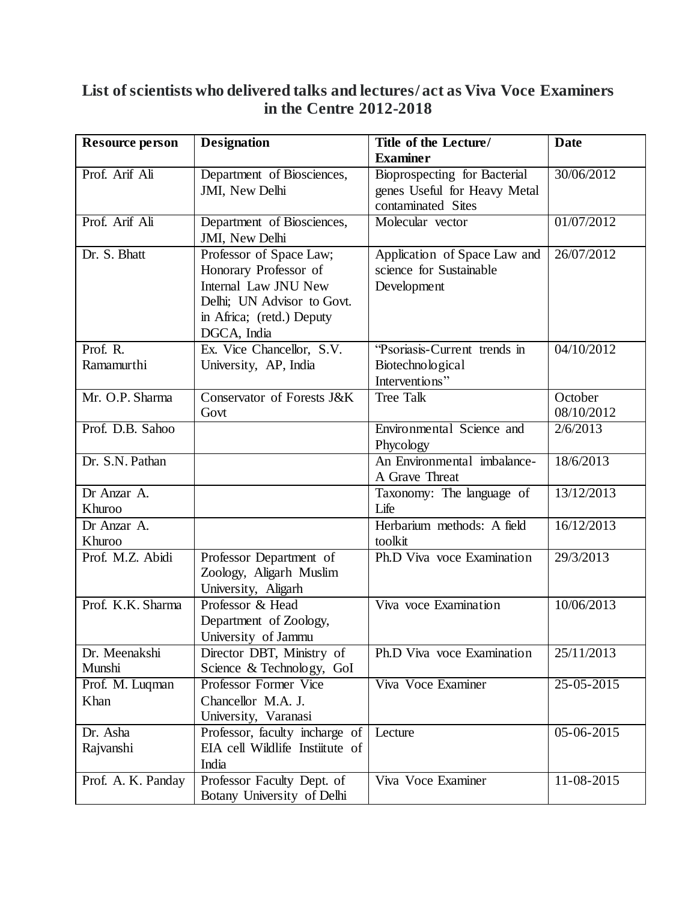## List of scientists who delivered talks and lectures/ act as Viva Voce Examiners in the Centre 2012-2018

| Resource person | Designation | Title of the Lecture/ Examiner | Date |
|---|---|---|---|
| Prof. Arif Ali | Department of Biosciences, JMI, New Delhi | Bioprospecting for Bacterial genes Useful for Heavy Metal contaminated Sites | 30/06/2012 |
| Prof. Arif Ali | Department of Biosciences, JMI, New Delhi | Molecular vector | 01/07/2012 |
| Dr. S. Bhatt | Professor of Space Law; Honorary Professor of Internal Law JNU New Delhi; UN Advisor to Govt. in Africa; (retd.) Deputy DGCA, India | Application of Space Law and science for Sustainable Development | 26/07/2012 |
| Prof. R. Ramamurthi | Ex. Vice Chancellor, S.V. University, AP, India | "Psoriasis-Current trends in Biotechnological Interventions" | 04/10/2012 |
| Mr. O.P. Sharma | Conservator of Forests J&K Govt | Tree Talk | October 08/10/2012 |
| Prof. D.B. Sahoo | | Environmental Science and Phycology | 2/6/2013 |
| Dr. S.N. Pathan | | An Environmental imbalance- A Grave Threat | 18/6/2013 |
| Dr Anzar A. Khuroo | | Taxonomy: The language of Life | 13/12/2013 |
| Dr Anzar A. Khuroo | | Herbarium methods: A field toolkit | 16/12/2013 |
| Prof. M.Z. Abidi | Professor Department of Zoology, Aligarh Muslim University, Aligarh | Ph.D Viva voce Examination | 29/3/2013 |
| Prof. K.K. Sharma | Professor & Head Department of Zoology, University of Jammu | Viva voce Examination | 10/06/2013 |
| Dr. Meenakshi Munshi | Director DBT, Ministry of Science & Technology, GoI | Ph.D Viva voce Examination | 25/11/2013 |
| Prof. M. Luqman Khan | Professor Former Vice Chancellor M.A. J. University, Varanasi | Viva Voce Examiner | 25-05-2015 |
| Dr. Asha Rajvanshi | Professor, faculty incharge of EIA cell Wildlife Instiitute of India | Lecture | 05-06-2015 |
| Prof. A. K. Panday | Professor Faculty Dept. of Botany University of Delhi | Viva Voce Examiner | 11-08-2015 |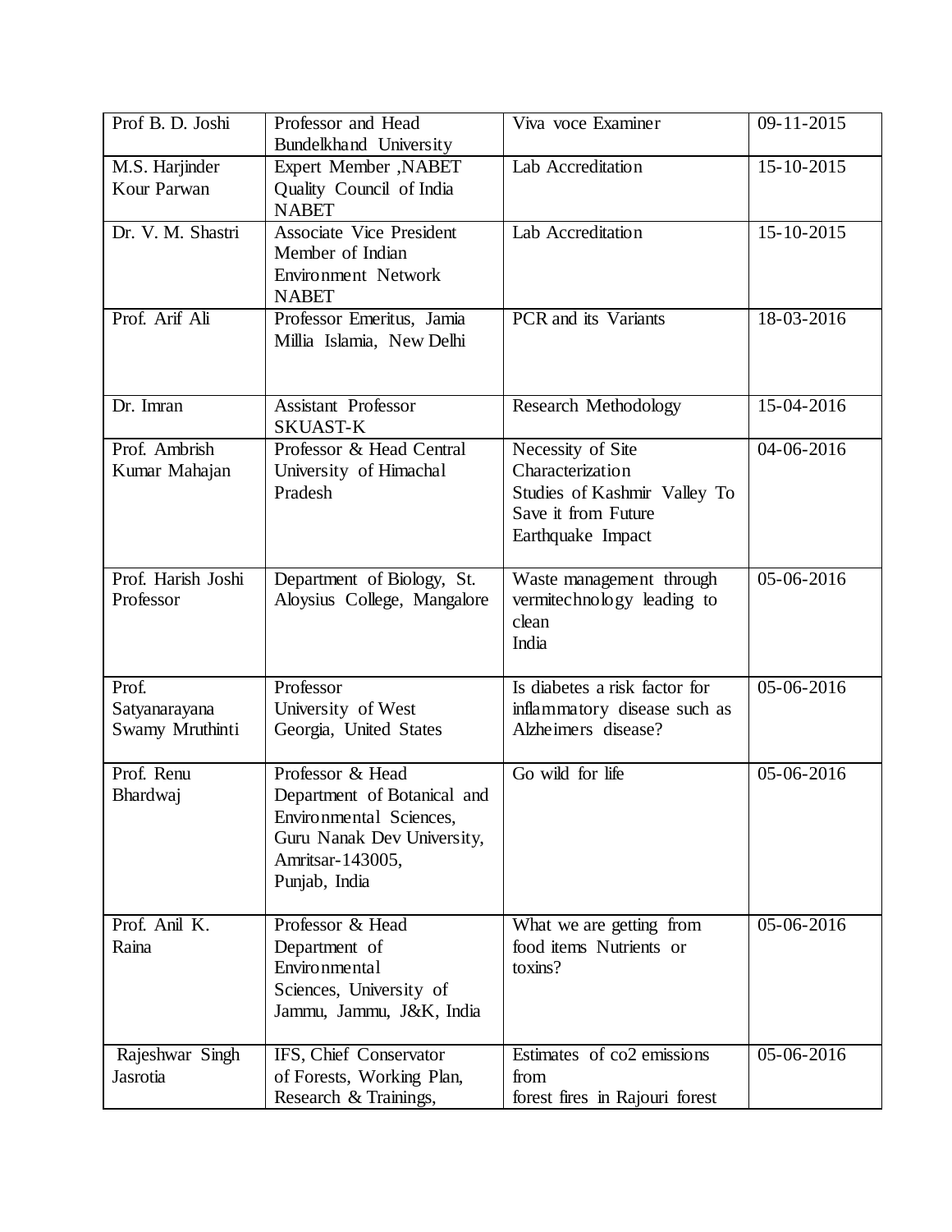| Prof B. D. Joshi | Professor and Head Bundelkhand University | Viva voce Examiner | 09-11-2015 |
|---|---|---|---|
| M.S. Harjinder Kour Parwan | Expert Member ,NABET Quality Council of India NABET | Lab Accreditation | 15-10-2015 |
| Dr. V. M. Shastri | Associate Vice President Member of Indian Environment Network NABET | Lab Accreditation | 15-10-2015 |
| Prof. Arif Ali | Professor Emeritus, Jamia Millia Islamia, New Delhi | PCR and its Variants | 18-03-2016 |
| Dr. Imran | Assistant Professor SKUAST-K | Research Methodology | 15-04-2016 |
| Prof. Ambrish Kumar Mahajan | Professor & Head Central University of Himachal Pradesh | Necessity of Site Characterization Studies of Kashmir Valley To Save it from Future Earthquake Impact | 04-06-2016 |
| Prof. Harish Joshi Professor | Department of Biology, St. Aloysius College, Mangalore | Waste management through vermitechnology leading to clean India | 05-06-2016 |
| Prof. Satyanarayana Swamy Mruthinti | Professor University of West Georgia, United States | Is diabetes a risk factor for inflammatory disease such as Alzheimers disease? | 05-06-2016 |
| Prof. Renu Bhardwaj | Professor & Head Department of Botanical and Environmental Sciences, Guru Nanak Dev University, Amritsar-143005, Punjab, India | Go wild for life | 05-06-2016 |
| Prof. Anil K. Raina | Professor & Head Department of Environmental Sciences, University of Jammu, Jammu, J&K, India | What we are getting from food items Nutrients or toxins? | 05-06-2016 |
| Rajeshwar Singh Jasrotia | IFS, Chief Conservator of Forests, Working Plan, Research & Trainings, | Estimates of co2 emissions from forest fires in Rajouri forest | 05-06-2016 |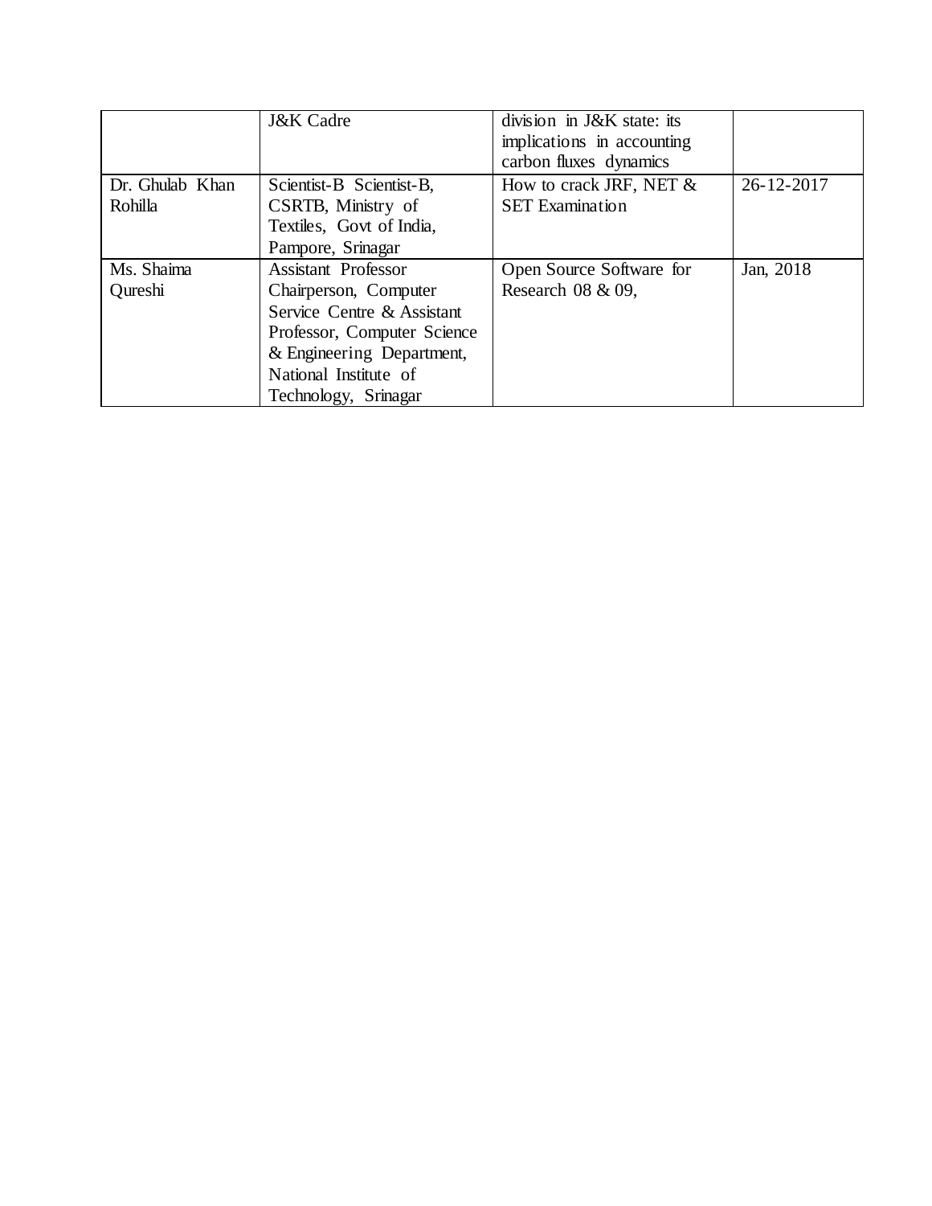| | | | |
|---|---|---|---|
| | J&K Cadre | division in J&K state: its implications in accounting carbon fluxes dynamics | |
| Dr. Ghulab Khan Rohilla | Scientist-B Scientist-B, CSRTB, Ministry of Textiles, Govt of India, Pampore, Srinagar | How to crack JRF, NET & SET Examination | 26-12-2017 |
| Ms. Shaima Qureshi | Assistant Professor Chairperson, Computer Service Centre & Assistant Professor, Computer Science & Engineering Department, National Institute of Technology, Srinagar | Open Source Software for Research 08 & 09, | Jan, 2018 |